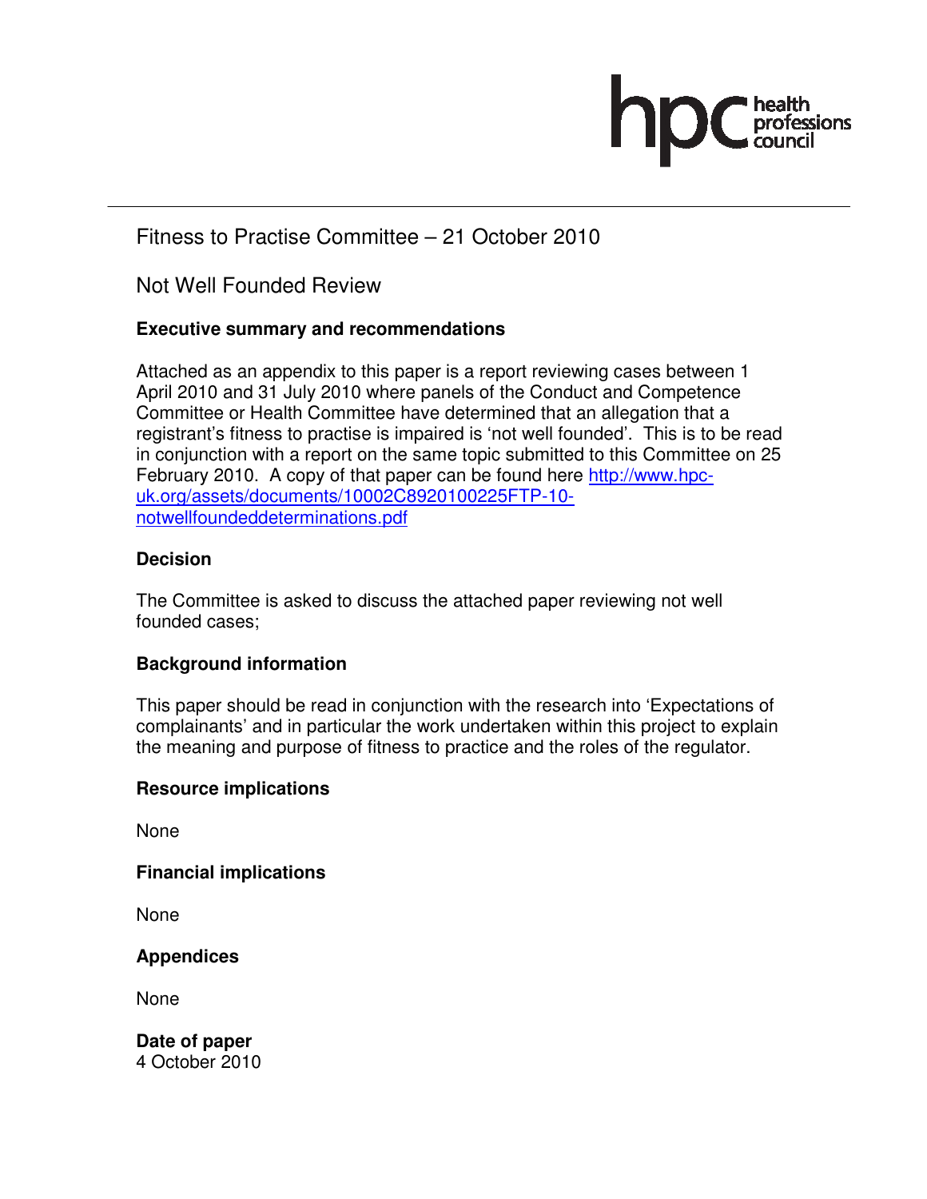# Fitness to Practise Committee – 21 October 2010

## Not Well Founded Review

### Executive summary and recommendations

Attached as an appendix to this paper is a report reviewing cases between 1 April 2010 and 31 July 2010 where panels of the Conduct and Competence Committee or Health Committee have determined that an allegation that a registrant's fitness to practise is impaired is 'not well founded'. This is to be read in conjunction with a report on the same topic submitted to this Committee on 25 February 2010. A copy of that paper can be found here http://www.hpc-uk.org/assets/documents/10002C8920100225FTP-10-notwellfoundeddeterminations.pdf

### Decision

The Committee is asked to discuss the attached paper reviewing not well founded cases;

### Background information

This paper should be read in conjunction with the research into 'Expectations of complainants' and in particular the work undertaken within this project to explain the meaning and purpose of fitness to practice and the roles of the regulator.

### Resource implications

None

### Financial implications

None

### Appendices

None

### Date of paper

4 October 2010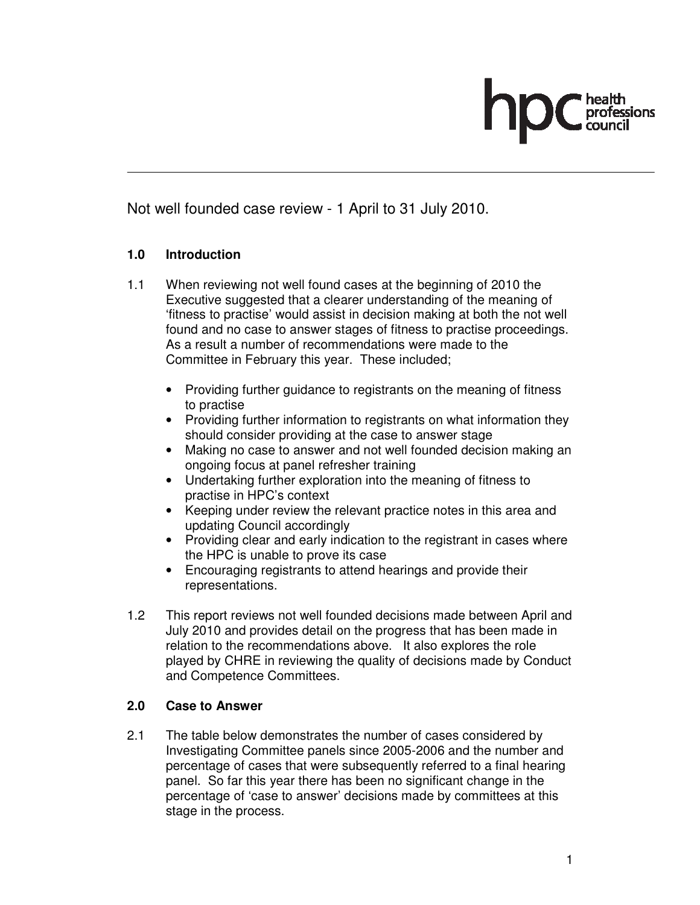Not well founded case review - 1 April to 31 July 2010.

## 1.0 Introduction

1.1 When reviewing not well found cases at the beginning of 2010 the Executive suggested that a clearer understanding of the meaning of 'fitness to practise' would assist in decision making at both the not well found and no case to answer stages of fitness to practise proceedings. As a result a number of recommendations were made to the Committee in February this year. These included;

- Providing further guidance to registrants on the meaning of fitness to practise
- Providing further information to registrants on what information they should consider providing at the case to answer stage
- Making no case to answer and not well founded decision making an ongoing focus at panel refresher training
- Undertaking further exploration into the meaning of fitness to practise in HPC's context
- Keeping under review the relevant practice notes in this area and updating Council accordingly
- Providing clear and early indication to the registrant in cases where the HPC is unable to prove its case
- Encouraging registrants to attend hearings and provide their representations.

1.2 This report reviews not well founded decisions made between April and July 2010 and provides detail on the progress that has been made in relation to the recommendations above. It also explores the role played by CHRE in reviewing the quality of decisions made by Conduct and Competence Committees.

## 2.0 Case to Answer

2.1 The table below demonstrates the number of cases considered by Investigating Committee panels since 2005-2006 and the number and percentage of cases that were subsequently referred to a final hearing panel. So far this year there has been no significant change in the percentage of 'case to answer' decisions made by committees at this stage in the process.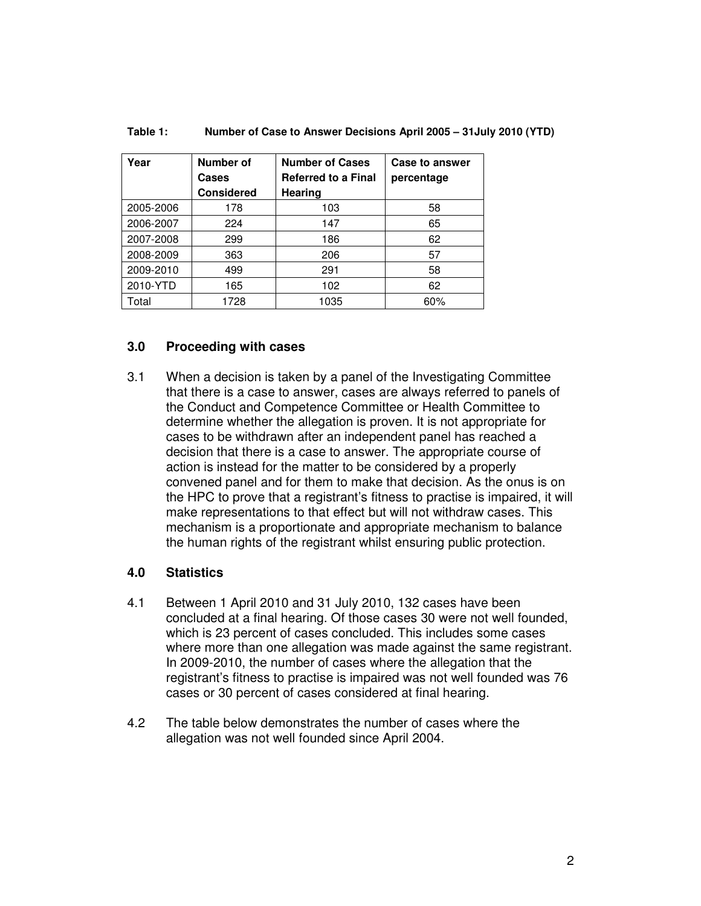**Table 1: Number of Case to Answer Decisions April 2005 – 31July 2010 (YTD)**

| Year | Number of Cases Considered | Number of Cases Referred to a Final Hearing | Case to answer percentage |
|---|---|---|---|
| 2005-2006 | 178 | 103 | 58 |
| 2006-2007 | 224 | 147 | 65 |
| 2007-2008 | 299 | 186 | 62 |
| 2008-2009 | 363 | 206 | 57 |
| 2009-2010 | 499 | 291 | 58 |
| 2010-YTD | 165 | 102 | 62 |
| Total | 1728 | 1035 | 60% |

## 3.0 Proceeding with cases

3.1 When a decision is taken by a panel of the Investigating Committee that there is a case to answer, cases are always referred to panels of the Conduct and Competence Committee or Health Committee to determine whether the allegation is proven. It is not appropriate for cases to be withdrawn after an independent panel has reached a decision that there is a case to answer. The appropriate course of action is instead for the matter to be considered by a properly convened panel and for them to make that decision. As the onus is on the HPC to prove that a registrant's fitness to practise is impaired, it will make representations to that effect but will not withdraw cases. This mechanism is a proportionate and appropriate mechanism to balance the human rights of the registrant whilst ensuring public protection.

## 4.0 Statistics

4.1 Between 1 April 2010 and 31 July 2010, 132 cases have been concluded at a final hearing. Of those cases 30 were not well founded, which is 23 percent of cases concluded. This includes some cases where more than one allegation was made against the same registrant. In 2009-2010, the number of cases where the allegation that the registrant's fitness to practise is impaired was not well founded was 76 cases or 30 percent of cases considered at final hearing.

4.2 The table below demonstrates the number of cases where the allegation was not well founded since April 2004.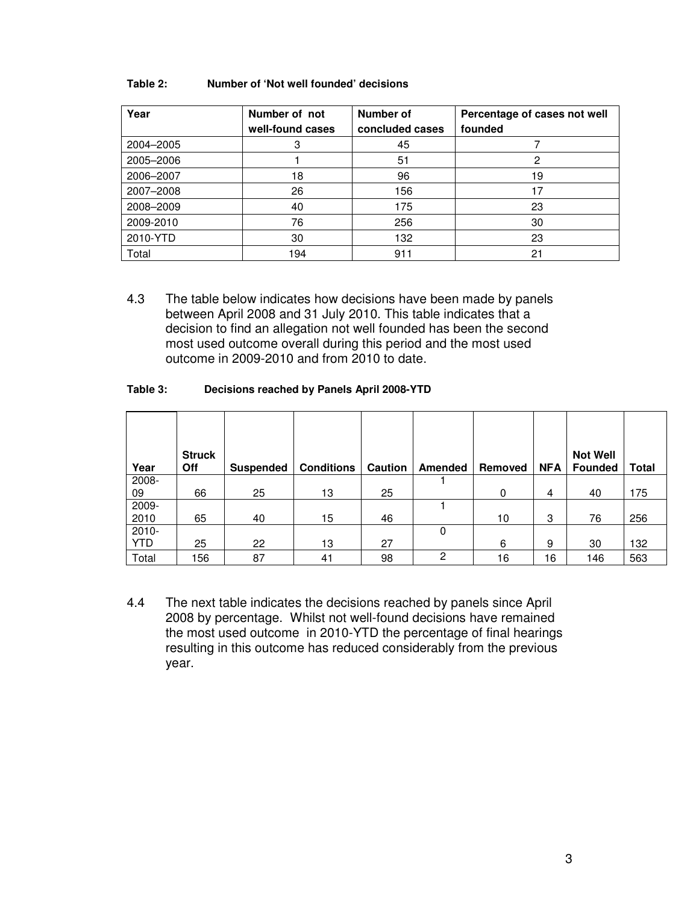**Table 2: Number of 'Not well founded' decisions**

| Year | Number of not well-found cases | Number of concluded cases | Percentage of cases not well founded |
|---|---|---|---|
| 2004–2005 | 3 | 45 | 7 |
| 2005–2006 | 1 | 51 | 2 |
| 2006–2007 | 18 | 96 | 19 |
| 2007–2008 | 26 | 156 | 17 |
| 2008–2009 | 40 | 175 | 23 |
| 2009-2010 | 76 | 256 | 30 |
| 2010-YTD | 30 | 132 | 23 |
| Total | 194 | 911 | 21 |

4.3 The table below indicates how decisions have been made by panels between April 2008 and 31 July 2010. This table indicates that a decision to find an allegation not well founded has been the second most used outcome overall during this period and the most used outcome in 2009-2010 and from 2010 to date.

**Table 3: Decisions reached by Panels April 2008-YTD**

| Year | Struck Off | Suspended | Conditions | Caution | Amended | Removed | NFA | Not Well Founded | Total |
|---|---|---|---|---|---|---|---|---|---|
| 2008-09 | 66 | 25 | 13 | 25 | 1 | 0 | 4 | 40 | 175 |
| 2009-2010 | 65 | 40 | 15 | 46 | 1 | 10 | 3 | 76 | 256 |
| 2010-YTD | 25 | 22 | 13 | 27 | 0 | 6 | 9 | 30 | 132 |
| Total | 156 | 87 | 41 | 98 | 2 | 16 | 16 | 146 | 563 |

4.4 The next table indicates the decisions reached by panels since April 2008 by percentage. Whilst not well-found decisions have remained the most used outcome in 2010-YTD the percentage of final hearings resulting in this outcome has reduced considerably from the previous year.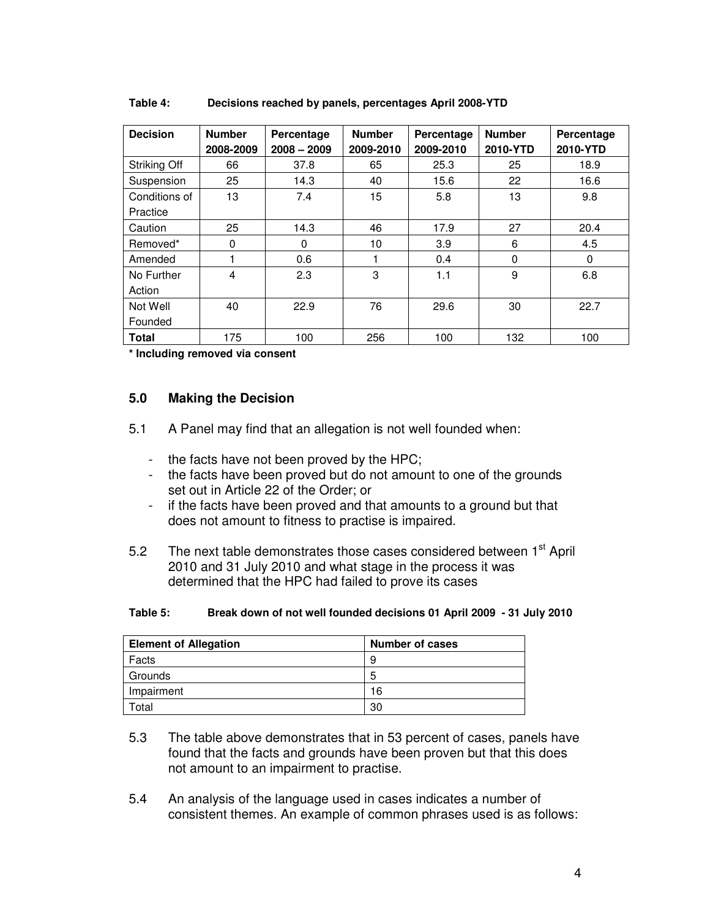**Table 4: Decisions reached by panels, percentages April 2008-YTD**

| Decision | Number 2008-2009 | Percentage 2008 – 2009 | Number 2009-2010 | Percentage 2009-2010 | Number 2010-YTD | Percentage 2010-YTD |
|---|---|---|---|---|---|---|
| Striking Off | 66 | 37.8 | 65 | 25.3 | 25 | 18.9 |
| Suspension | 25 | 14.3 | 40 | 15.6 | 22 | 16.6 |
| Conditions of Practice | 13 | 7.4 | 15 | 5.8 | 13 | 9.8 |
| Caution | 25 | 14.3 | 46 | 17.9 | 27 | 20.4 |
| Removed* | 0 | 0 | 10 | 3.9 | 6 | 4.5 |
| Amended | 1 | 0.6 | 1 | 0.4 | 0 | 0 |
| No Further Action | 4 | 2.3 | 3 | 1.1 | 9 | 6.8 |
| Not Well Founded | 40 | 22.9 | 76 | 29.6 | 30 | 22.7 |
| **Total** | 175 | 100 | 256 | 100 | 132 | 100 |

**\* Including removed via consent**

## 5.0 Making the Decision

5.1 A Panel may find that an allegation is not well founded when:

- the facts have not been proved by the HPC;
- the facts have been proved but do not amount to one of the grounds set out in Article 22 of the Order; or
- if the facts have been proved and that amounts to a ground but that does not amount to fitness to practise is impaired.

5.2 The next table demonstrates those cases considered between 1st April 2010 and 31 July 2010 and what stage in the process it was determined that the HPC had failed to prove its cases

**Table 5: Break down of not well founded decisions 01 April 2009 - 31 July 2010**

| Element of Allegation | Number of cases |
|---|---|
| Facts | 9 |
| Grounds | 5 |
| Impairment | 16 |
| Total | 30 |

5.3 The table above demonstrates that in 53 percent of cases, panels have found that the facts and grounds have been proven but that this does not amount to an impairment to practise.

5.4 An analysis of the language used in cases indicates a number of consistent themes. An example of common phrases used is as follows: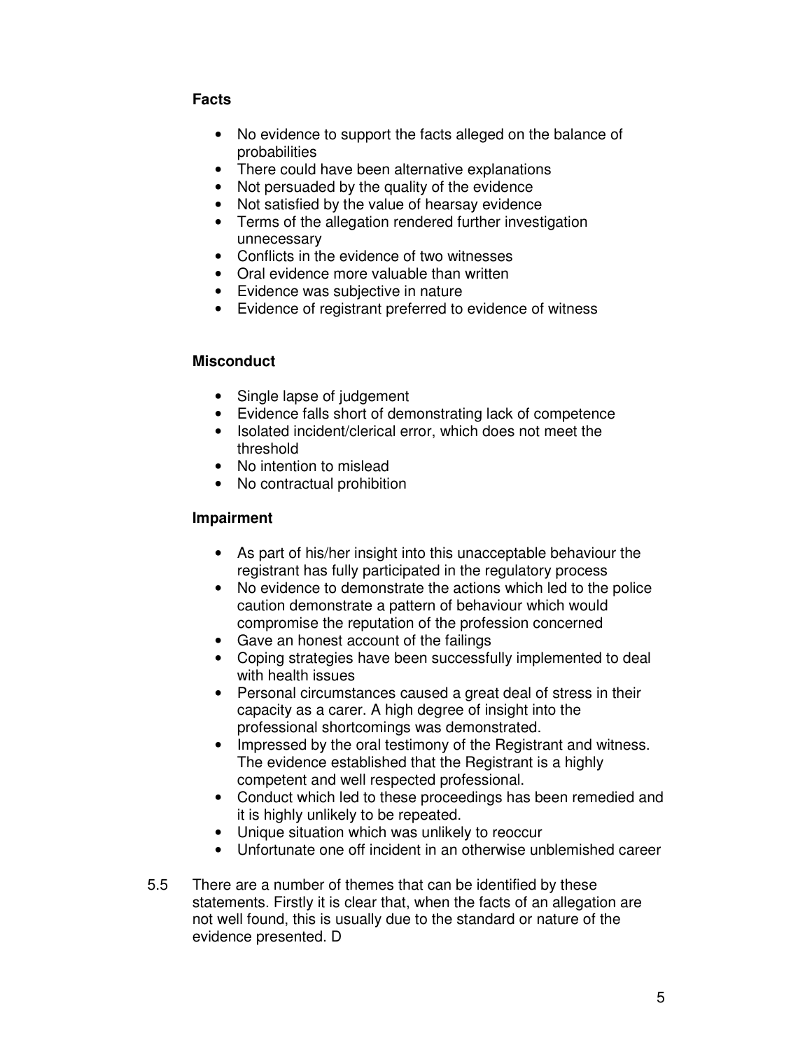**Facts**

- No evidence to support the facts alleged on the balance of probabilities
- There could have been alternative explanations
- Not persuaded by the quality of the evidence
- Not satisfied by the value of hearsay evidence
- Terms of the allegation rendered further investigation unnecessary
- Conflicts in the evidence of two witnesses
- Oral evidence more valuable than written
- Evidence was subjective in nature
- Evidence of registrant preferred to evidence of witness

**Misconduct**

- Single lapse of judgement
- Evidence falls short of demonstrating lack of competence
- Isolated incident/clerical error, which does not meet the threshold
- No intention to mislead
- No contractual prohibition

**Impairment**

- As part of his/her insight into this unacceptable behaviour the registrant has fully participated in the regulatory process
- No evidence to demonstrate the actions which led to the police caution demonstrate a pattern of behaviour which would compromise the reputation of the profession concerned
- Gave an honest account of the failings
- Coping strategies have been successfully implemented to deal with health issues
- Personal circumstances caused a great deal of stress in their capacity as a carer. A high degree of insight into the professional shortcomings was demonstrated.
- Impressed by the oral testimony of the Registrant and witness. The evidence established that the Registrant is a highly competent and well respected professional.
- Conduct which led to these proceedings has been remedied and it is highly unlikely to be repeated.
- Unique situation which was unlikely to reoccur
- Unfortunate one off incident in an otherwise unblemished career

5.5 There are a number of themes that can be identified by these statements. Firstly it is clear that, when the facts of an allegation are not well found, this is usually due to the standard or nature of the evidence presented. D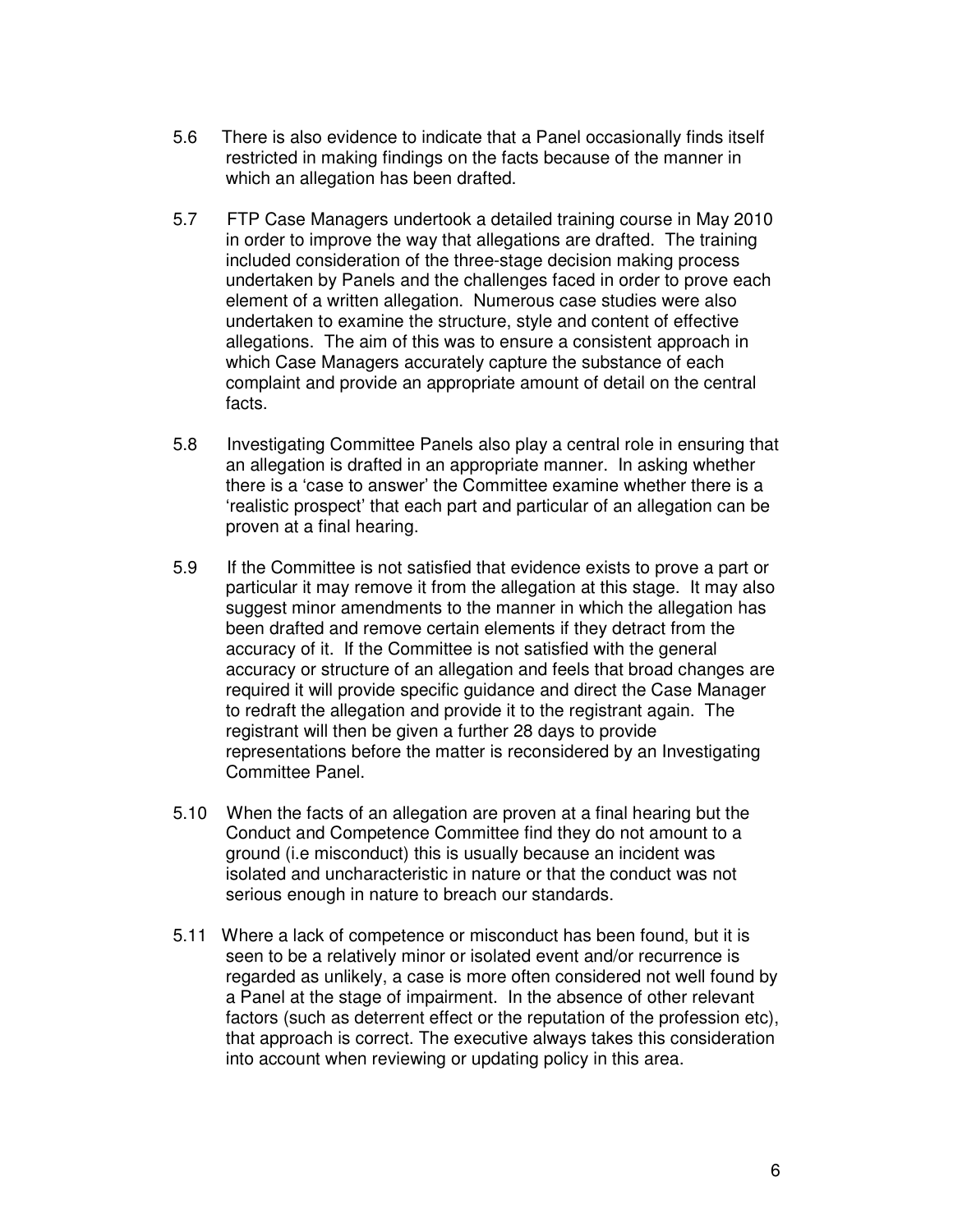5.6 There is also evidence to indicate that a Panel occasionally finds itself restricted in making findings on the facts because of the manner in which an allegation has been drafted.

5.7 FTP Case Managers undertook a detailed training course in May 2010 in order to improve the way that allegations are drafted. The training included consideration of the three-stage decision making process undertaken by Panels and the challenges faced in order to prove each element of a written allegation. Numerous case studies were also undertaken to examine the structure, style and content of effective allegations. The aim of this was to ensure a consistent approach in which Case Managers accurately capture the substance of each complaint and provide an appropriate amount of detail on the central facts.

5.8 Investigating Committee Panels also play a central role in ensuring that an allegation is drafted in an appropriate manner. In asking whether there is a 'case to answer' the Committee examine whether there is a 'realistic prospect' that each part and particular of an allegation can be proven at a final hearing.

5.9 If the Committee is not satisfied that evidence exists to prove a part or particular it may remove it from the allegation at this stage. It may also suggest minor amendments to the manner in which the allegation has been drafted and remove certain elements if they detract from the accuracy of it. If the Committee is not satisfied with the general accuracy or structure of an allegation and feels that broad changes are required it will provide specific guidance and direct the Case Manager to redraft the allegation and provide it to the registrant again. The registrant will then be given a further 28 days to provide representations before the matter is reconsidered by an Investigating Committee Panel.

5.10 When the facts of an allegation are proven at a final hearing but the Conduct and Competence Committee find they do not amount to a ground (i.e misconduct) this is usually because an incident was isolated and uncharacteristic in nature or that the conduct was not serious enough in nature to breach our standards.

5.11 Where a lack of competence or misconduct has been found, but it is seen to be a relatively minor or isolated event and/or recurrence is regarded as unlikely, a case is more often considered not well found by a Panel at the stage of impairment. In the absence of other relevant factors (such as deterrent effect or the reputation of the profession etc), that approach is correct. The executive always takes this consideration into account when reviewing or updating policy in this area.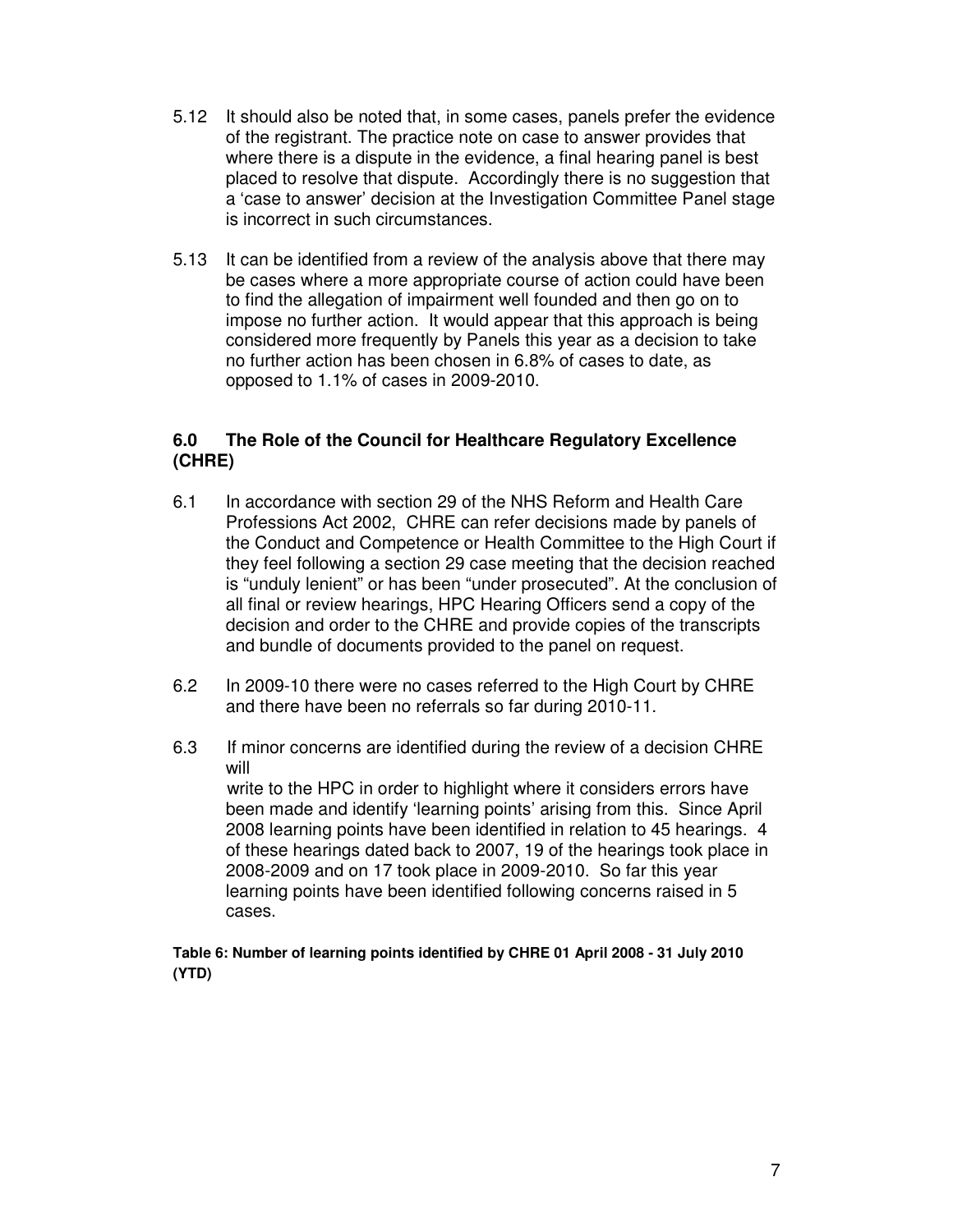5.12 It should also be noted that, in some cases, panels prefer the evidence of the registrant. The practice note on case to answer provides that where there is a dispute in the evidence, a final hearing panel is best placed to resolve that dispute. Accordingly there is no suggestion that a 'case to answer' decision at the Investigation Committee Panel stage is incorrect in such circumstances.

5.13 It can be identified from a review of the analysis above that there may be cases where a more appropriate course of action could have been to find the allegation of impairment well founded and then go on to impose no further action. It would appear that this approach is being considered more frequently by Panels this year as a decision to take no further action has been chosen in 6.8% of cases to date, as opposed to 1.1% of cases in 2009-2010.

## 6.0 The Role of the Council for Healthcare Regulatory Excellence (CHRE)

6.1 In accordance with section 29 of the NHS Reform and Health Care Professions Act 2002, CHRE can refer decisions made by panels of the Conduct and Competence or Health Committee to the High Court if they feel following a section 29 case meeting that the decision reached is "unduly lenient" or has been "under prosecuted". At the conclusion of all final or review hearings, HPC Hearing Officers send a copy of the decision and order to the CHRE and provide copies of the transcripts and bundle of documents provided to the panel on request.

6.2 In 2009-10 there were no cases referred to the High Court by CHRE and there have been no referrals so far during 2010-11.

6.3 If minor concerns are identified during the review of a decision CHRE will
write to the HPC in order to highlight where it considers errors have been made and identify 'learning points' arising from this. Since April 2008 learning points have been identified in relation to 45 hearings. 4 of these hearings dated back to 2007, 19 of the hearings took place in 2008-2009 and on 17 took place in 2009-2010. So far this year learning points have been identified following concerns raised in 5 cases.

**Table 6: Number of learning points identified by CHRE 01 April 2008 - 31 July 2010 (YTD)**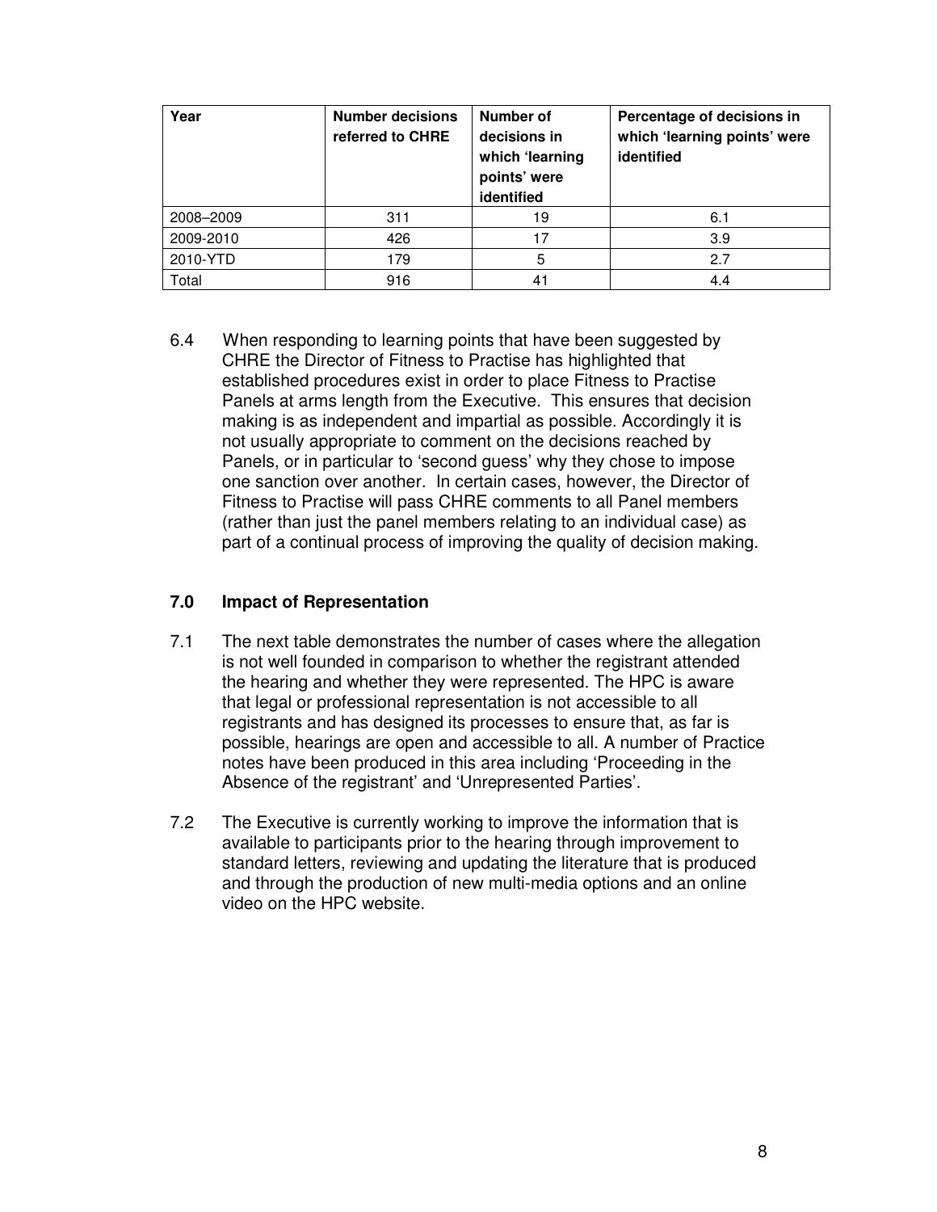| Year | Number decisions referred to CHRE | Number of decisions in which 'learning points' were identified | Percentage of decisions in which 'learning points' were identified |
|---|---|---|---|
| 2008–2009 | 311 | 19 | 6.1 |
| 2009-2010 | 426 | 17 | 3.9 |
| 2010-YTD | 179 | 5 | 2.7 |
| Total | 916 | 41 | 4.4 |

6.4 When responding to learning points that have been suggested by CHRE the Director of Fitness to Practise has highlighted that established procedures exist in order to place Fitness to Practise Panels at arms length from the Executive. This ensures that decision making is as independent and impartial as possible. Accordingly it is not usually appropriate to comment on the decisions reached by Panels, or in particular to 'second guess' why they chose to impose one sanction over another. In certain cases, however, the Director of Fitness to Practise will pass CHRE comments to all Panel members (rather than just the panel members relating to an individual case) as part of a continual process of improving the quality of decision making.

## 7.0 Impact of Representation

7.1 The next table demonstrates the number of cases where the allegation is not well founded in comparison to whether the registrant attended the hearing and whether they were represented. The HPC is aware that legal or professional representation is not accessible to all registrants and has designed its processes to ensure that, as far is possible, hearings are open and accessible to all. A number of Practice notes have been produced in this area including 'Proceeding in the Absence of the registrant' and 'Unrepresented Parties'.

7.2 The Executive is currently working to improve the information that is available to participants prior to the hearing through improvement to standard letters, reviewing and updating the literature that is produced and through the production of new multi-media options and an online video on the HPC website.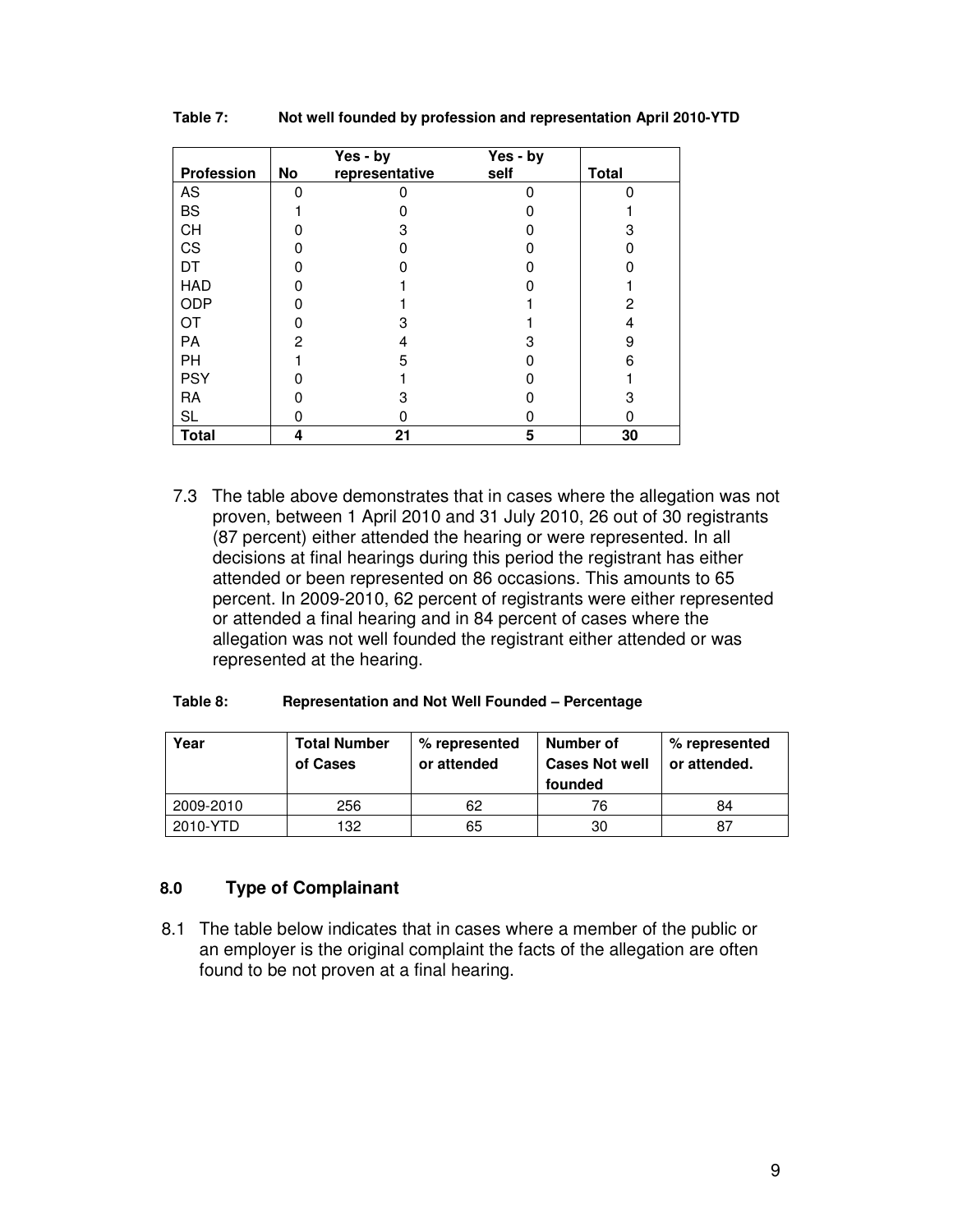**Table 7: Not well founded by profession and representation April 2010-YTD**

| Profession | No | Yes - by representative | Yes - by self | Total |
|---|---|---|---|---|
| AS | 0 | 0 | 0 | 0 |
| BS | 1 | 0 | 0 | 1 |
| CH | 0 | 3 | 0 | 3 |
| CS | 0 | 0 | 0 | 0 |
| DT | 0 | 0 | 0 | 0 |
| HAD | 0 | 1 | 0 | 1 |
| ODP | 0 | 1 | 1 | 2 |
| OT | 0 | 3 | 1 | 4 |
| PA | 2 | 4 | 3 | 9 |
| PH | 1 | 5 | 0 | 6 |
| PSY | 0 | 1 | 0 | 1 |
| RA | 0 | 3 | 0 | 3 |
| SL | 0 | 0 | 0 | 0 |
| **Total** | **4** | **21** | **5** | **30** |

7.3 The table above demonstrates that in cases where the allegation was not proven, between 1 April 2010 and 31 July 2010, 26 out of 30 registrants (87 percent) either attended the hearing or were represented. In all decisions at final hearings during this period the registrant has either attended or been represented on 86 occasions. This amounts to 65 percent. In 2009-2010, 62 percent of registrants were either represented or attended a final hearing and in 84 percent of cases where the allegation was not well founded the registrant either attended or was represented at the hearing.

**Table 8: Representation and Not Well Founded – Percentage**

| Year | Total Number of Cases | % represented or attended | Number of Cases Not well founded | % represented or attended. |
|---|---|---|---|---|
| 2009-2010 | 256 | 62 | 76 | 84 |
| 2010-YTD | 132 | 65 | 30 | 87 |

## 8.0 Type of Complainant

8.1 The table below indicates that in cases where a member of the public or an employer is the original complaint the facts of the allegation are often found to be not proven at a final hearing.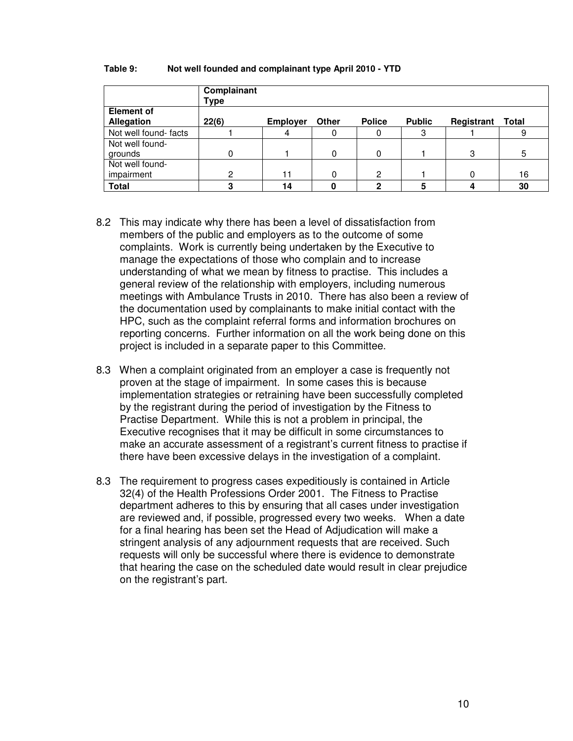**Table 9: Not well founded and complainant type April 2010 - YTD**

| | Complainant Type | | | | | | |
|---|---|---|---|---|---|---|---|
| **Element of Allegation** | **22(6)** | **Employer** | **Other** | **Police** | **Public** | **Registrant** | **Total** |
| Not well found- facts | 1 | 4 | 0 | 0 | 3 | 1 | 9 |
| Not well found- grounds | 0 | 1 | 0 | 0 | 1 | 3 | 5 |
| Not well found- impairment | 2 | 11 | 0 | 2 | 1 | 0 | 16 |
| **Total** | **3** | **14** | **0** | **2** | **5** | **4** | **30** |

8.2 This may indicate why there has been a level of dissatisfaction from members of the public and employers as to the outcome of some complaints. Work is currently being undertaken by the Executive to manage the expectations of those who complain and to increase understanding of what we mean by fitness to practise. This includes a general review of the relationship with employers, including numerous meetings with Ambulance Trusts in 2010. There has also been a review of the documentation used by complainants to make initial contact with the HPC, such as the complaint referral forms and information brochures on reporting concerns. Further information on all the work being done on this project is included in a separate paper to this Committee.

8.3 When a complaint originated from an employer a case is frequently not proven at the stage of impairment. In some cases this is because implementation strategies or retraining have been successfully completed by the registrant during the period of investigation by the Fitness to Practise Department. While this is not a problem in principal, the Executive recognises that it may be difficult in some circumstances to make an accurate assessment of a registrant's current fitness to practise if there have been excessive delays in the investigation of a complaint.

8.3 The requirement to progress cases expeditiously is contained in Article 32(4) of the Health Professions Order 2001. The Fitness to Practise department adheres to this by ensuring that all cases under investigation are reviewed and, if possible, progressed every two weeks. When a date for a final hearing has been set the Head of Adjudication will make a stringent analysis of any adjournment requests that are received. Such requests will only be successful where there is evidence to demonstrate that hearing the case on the scheduled date would result in clear prejudice on the registrant's part.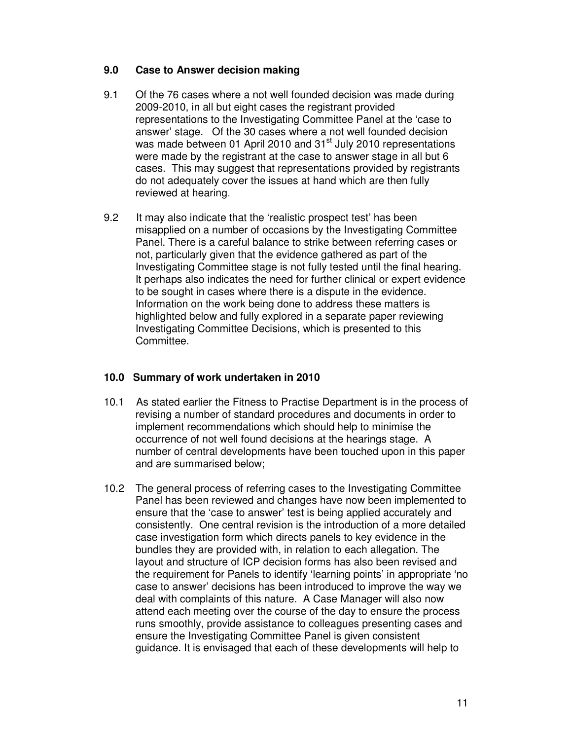## 9.0 Case to Answer decision making

9.1 Of the 76 cases where a not well founded decision was made during 2009-2010, in all but eight cases the registrant provided representations to the Investigating Committee Panel at the 'case to answer' stage. Of the 30 cases where a not well founded decision was made between 01 April 2010 and 31st July 2010 representations were made by the registrant at the case to answer stage in all but 6 cases. This may suggest that representations provided by registrants do not adequately cover the issues at hand which are then fully reviewed at hearing.

9.2 It may also indicate that the 'realistic prospect test' has been misapplied on a number of occasions by the Investigating Committee Panel. There is a careful balance to strike between referring cases or not, particularly given that the evidence gathered as part of the Investigating Committee stage is not fully tested until the final hearing. It perhaps also indicates the need for further clinical or expert evidence to be sought in cases where there is a dispute in the evidence. Information on the work being done to address these matters is highlighted below and fully explored in a separate paper reviewing Investigating Committee Decisions, which is presented to this Committee.

## 10.0 Summary of work undertaken in 2010

10.1 As stated earlier the Fitness to Practise Department is in the process of revising a number of standard procedures and documents in order to implement recommendations which should help to minimise the occurrence of not well found decisions at the hearings stage. A number of central developments have been touched upon in this paper and are summarised below;

10.2 The general process of referring cases to the Investigating Committee Panel has been reviewed and changes have now been implemented to ensure that the 'case to answer' test is being applied accurately and consistently. One central revision is the introduction of a more detailed case investigation form which directs panels to key evidence in the bundles they are provided with, in relation to each allegation. The layout and structure of ICP decision forms has also been revised and the requirement for Panels to identify 'learning points' in appropriate 'no case to answer' decisions has been introduced to improve the way we deal with complaints of this nature. A Case Manager will also now attend each meeting over the course of the day to ensure the process runs smoothly, provide assistance to colleagues presenting cases and ensure the Investigating Committee Panel is given consistent guidance. It is envisaged that each of these developments will help to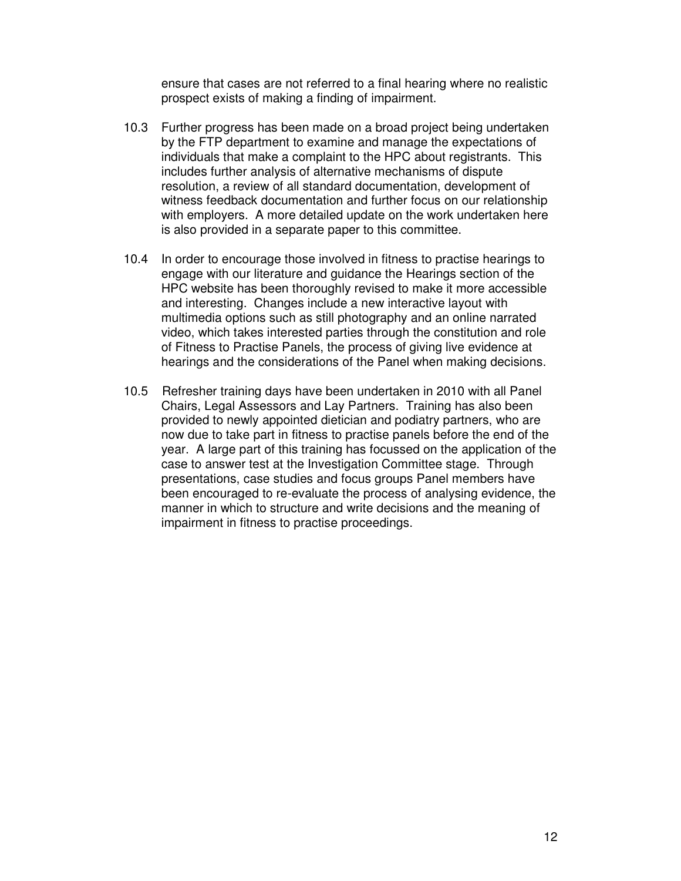ensure that cases are not referred to a final hearing where no realistic prospect exists of making a finding of impairment.

10.3 Further progress has been made on a broad project being undertaken by the FTP department to examine and manage the expectations of individuals that make a complaint to the HPC about registrants. This includes further analysis of alternative mechanisms of dispute resolution, a review of all standard documentation, development of witness feedback documentation and further focus on our relationship with employers. A more detailed update on the work undertaken here is also provided in a separate paper to this committee.

10.4 In order to encourage those involved in fitness to practise hearings to engage with our literature and guidance the Hearings section of the HPC website has been thoroughly revised to make it more accessible and interesting. Changes include a new interactive layout with multimedia options such as still photography and an online narrated video, which takes interested parties through the constitution and role of Fitness to Practise Panels, the process of giving live evidence at hearings and the considerations of the Panel when making decisions.

10.5 Refresher training days have been undertaken in 2010 with all Panel Chairs, Legal Assessors and Lay Partners. Training has also been provided to newly appointed dietician and podiatry partners, who are now due to take part in fitness to practise panels before the end of the year. A large part of this training has focussed on the application of the case to answer test at the Investigation Committee stage. Through presentations, case studies and focus groups Panel members have been encouraged to re-evaluate the process of analysing evidence, the manner in which to structure and write decisions and the meaning of impairment in fitness to practise proceedings.